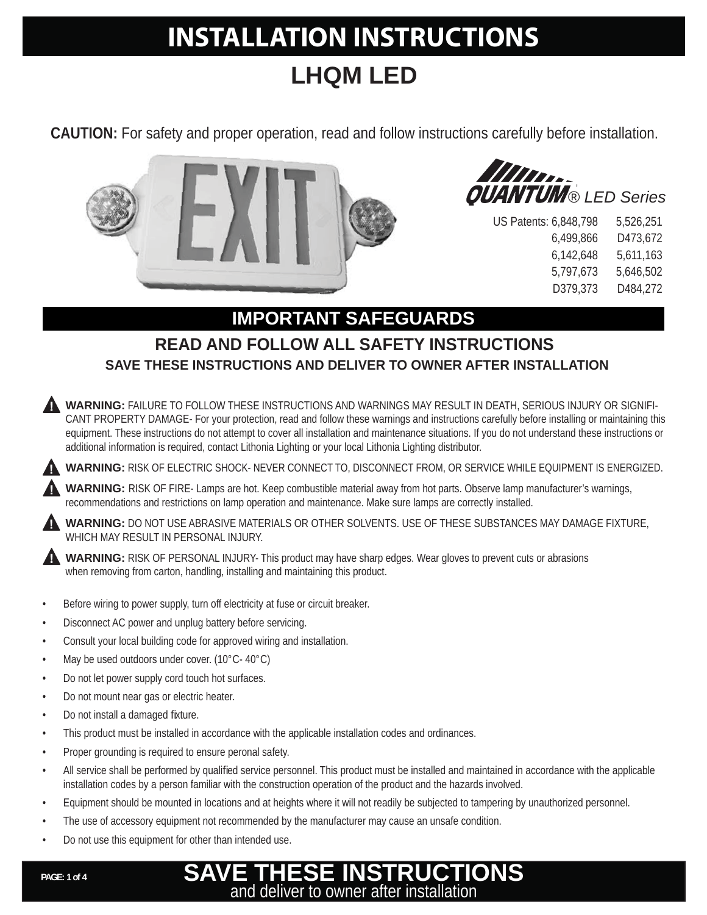# INSTALLATION INSTRUCTIONS

## LHQM LED

**CAUTION:** For safety and proper operation, read and follow instructions carefully before installation.

QUANTUM® LED Series

US Patents: 6,848,798 5,526,251
6,499,866 D473,672
6,142,648 5,611,163
5,797,673 5,646,502
D379,373 D484,272

## IMPORTANT SAFEGUARDS

### READ AND FOLLOW ALL SAFETY INSTRUCTIONS

**SAVE THESE INSTRUCTIONS AND DELIVER TO OWNER AFTER INSTALLATION**

**WARNING:** FAILURE TO FOLLOW THESE INSTRUCTIONS AND WARNINGS MAY RESULT IN DEATH, SERIOUS INJURY OR SIGNIFICANT PROPERTY DAMAGE- For your protection, read and follow these warnings and instructions carefully before installing or maintaining this equipment. These instructions do not attempt to cover all installation and maintenance situations. If you do not understand these instructions or additional information is required, contact Lithonia Lighting or your local Lithonia Lighting distributor.

**WARNING:** RISK OF ELECTRIC SHOCK- NEVER CONNECT TO, DISCONNECT FROM, OR SERVICE WHILE EQUIPMENT IS ENERGIZED.

**WARNING:** RISK OF FIRE- Lamps are hot. Keep combustible material away from hot parts. Observe lamp manufacturer's warnings, recommendations and restrictions on lamp operation and maintenance. Make sure lamps are correctly installed.

**WARNING:** DO NOT USE ABRASIVE MATERIALS OR OTHER SOLVENTS. USE OF THESE SUBSTANCES MAY DAMAGE FIXTURE, WHICH MAY RESULT IN PERSONAL INJURY.

**WARNING:** RISK OF PERSONAL INJURY- This product may have sharp edges. Wear gloves to prevent cuts or abrasions when removing from carton, handling, installing and maintaining this product.

- Before wiring to power supply, turn off electricity at fuse or circuit breaker.
- Disconnect AC power and unplug battery before servicing.
- Consult your local building code for approved wiring and installation.
- May be used outdoors under cover. (10°C- 40°C)
- Do not let power supply cord touch hot surfaces.
- Do not mount near gas or electric heater.
- Do not install a damaged fixture.
- This product must be installed in accordance with the applicable installation codes and ordinances.
- Proper grounding is required to ensure peronal safety.
- All service shall be performed by qualified service personnel. This product must be installed and maintained in accordance with the applicable installation codes by a person familiar with the construction operation of the product and the hazards involved.
- Equipment should be mounted in locations and at heights where it will not readily be subjected to tampering by unauthorized personnel.
- The use of accessory equipment not recommended by the manufacturer may cause an unsafe condition.
- Do not use this equipment for other than intended use.

**SAVE THESE INSTRUCTIONS**
and deliver to owner after installation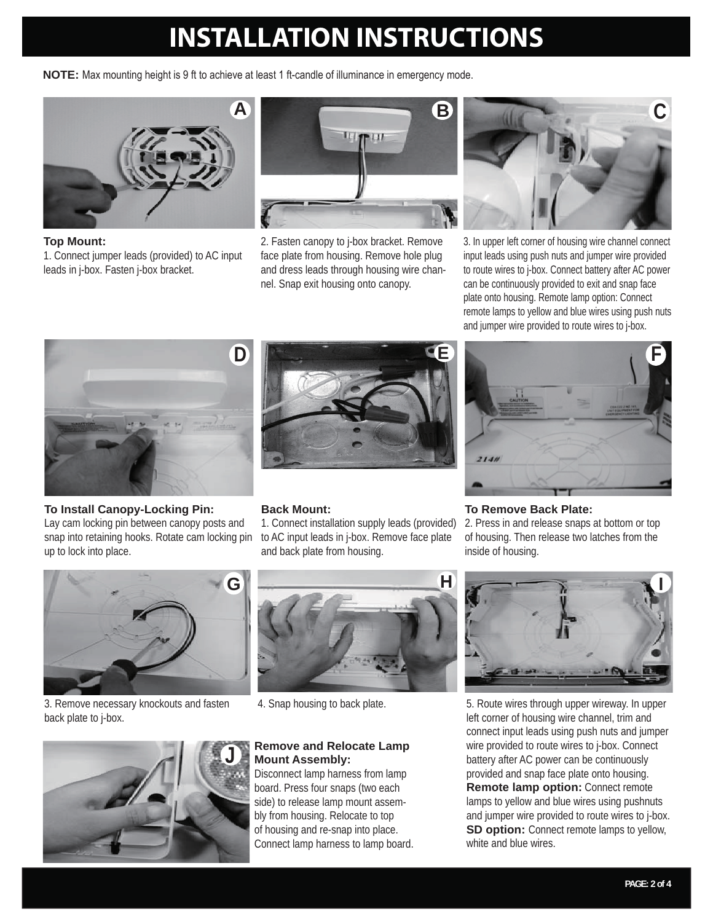# INSTALLATION INSTRUCTIONS

**NOTE:** Max mounting height is 9 ft to achieve at least 1 ft-candle of illuminance in emergency mode.

**Top Mount:**
1. Connect jumper leads (provided) to AC input leads in j-box. Fasten j-box bracket.

2. Fasten canopy to j-box bracket. Remove face plate from housing. Remove hole plug and dress leads through housing wire channel. Snap exit housing onto canopy.

3. In upper left corner of housing wire channel connect input leads using push nuts and jumper wire provided to route wires to j-box. Connect battery after AC power can be continuously provided to exit and snap face plate onto housing. Remote lamp option: Connect remote lamps to yellow and blue wires using push nuts and jumper wire provided to route wires to j-box.

**To Install Canopy-Locking Pin:**
Lay cam locking pin between canopy posts and snap into retaining hooks. Rotate cam locking pin up to lock into place.

**Back Mount:**
1. Connect installation supply leads (provided) to AC input leads in j-box. Remove face plate and back plate from housing.

**To Remove Back Plate:**
2. Press in and release snaps at bottom or top of housing. Then release two latches from the inside of housing.

3. Remove necessary knockouts and fasten back plate to j-box.

4. Snap housing to back plate.

5. Route wires through upper wireway. In upper left corner of housing wire channel, trim and connect input leads using push nuts and jumper wire provided to route wires to j-box. Connect battery after AC power can be continuously provided and snap face plate onto housing.
**Remote lamp option:** Connect remote lamps to yellow and blue wires using pushnuts and jumper wire provided to route wires to j-box.
**SD option:** Connect remote lamps to yellow, white and blue wires.

**Remove and Relocate Lamp Mount Assembly:**
Disconnect lamp harness from lamp board. Press four snaps (two each side) to release lamp mount assembly from housing. Relocate to top of housing and re-snap into place. Connect lamp harness to lamp board.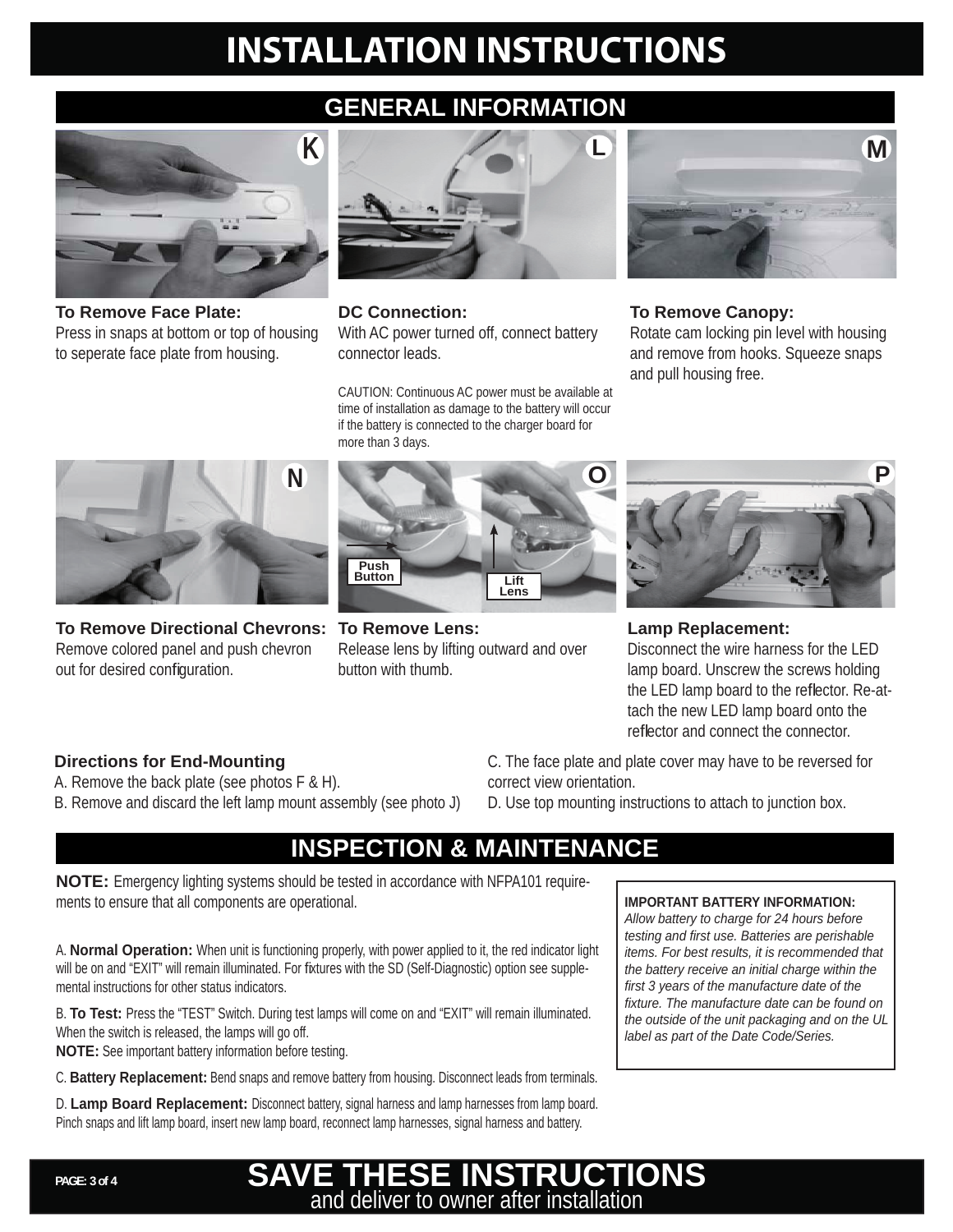# INSTALLATION INSTRUCTIONS

## GENERAL INFORMATION

K

**To Remove Face Plate:**
Press in snaps at bottom or top of housing to seperate face plate from housing.

L

**DC Connection:**
With AC power turned off, connect battery connector leads.

CAUTION: Continuous AC power must be available at time of installation as damage to the battery will occur if the battery is connected to the charger board for more than 3 days.

M

**To Remove Canopy:**
Rotate cam locking pin level with housing and remove from hooks. Squeeze snaps and pull housing free.

N

**To Remove Directional Chevrons:**
Remove colored panel and push chevron out for desired configuration.

O

Push Button

Lift Lens

**To Remove Lens:**
Release lens by lifting outward and over button with thumb.

P

**Lamp Replacement:**
Disconnect the wire harness for the LED lamp board. Unscrew the screws holding the LED lamp board to the reflector. Re-attach the new LED lamp board onto the reflector and connect the connector.

**Directions for End-Mounting**
A. Remove the back plate (see photos F & H).
B. Remove and discard the left lamp mount assembly (see photo J)
C. The face plate and plate cover may have to be reversed for correct view orientation.
D. Use top mounting instructions to attach to junction box.

## INSPECTION & MAINTENANCE

**NOTE:** Emergency lighting systems should be tested in accordance with NFPA101 requirements to ensure that all components are operational.

A. **Normal Operation:** When unit is functioning properly, with power applied to it, the red indicator light will be on and "EXIT" will remain illuminated. For fixtures with the SD (Self-Diagnostic) option see supplemental instructions for other status indicators.

B. **To Test:** Press the "TEST" Switch. During test lamps will come on and "EXIT" will remain illuminated. When the switch is released, the lamps will go off.
**NOTE:** See important battery information before testing.

C. **Battery Replacement:** Bend snaps and remove battery from housing. Disconnect leads from terminals.

D. **Lamp Board Replacement:** Disconnect battery, signal harness and lamp harnesses from lamp board. Pinch snaps and lift lamp board, insert new lamp board, reconnect lamp harnesses, signal harness and battery.

**IMPORTANT BATTERY INFORMATION:**
*Allow battery to charge for 24 hours before testing and first use. Batteries are perishable items. For best results, it is recommended that the battery receive an initial charge within the first 3 years of the manufacture date of the fixture. The manufacture date can be found on the outside of the unit packaging and on the UL label as part of the Date Code/Series.*

## SAVE THESE INSTRUCTIONS
and deliver to owner after installation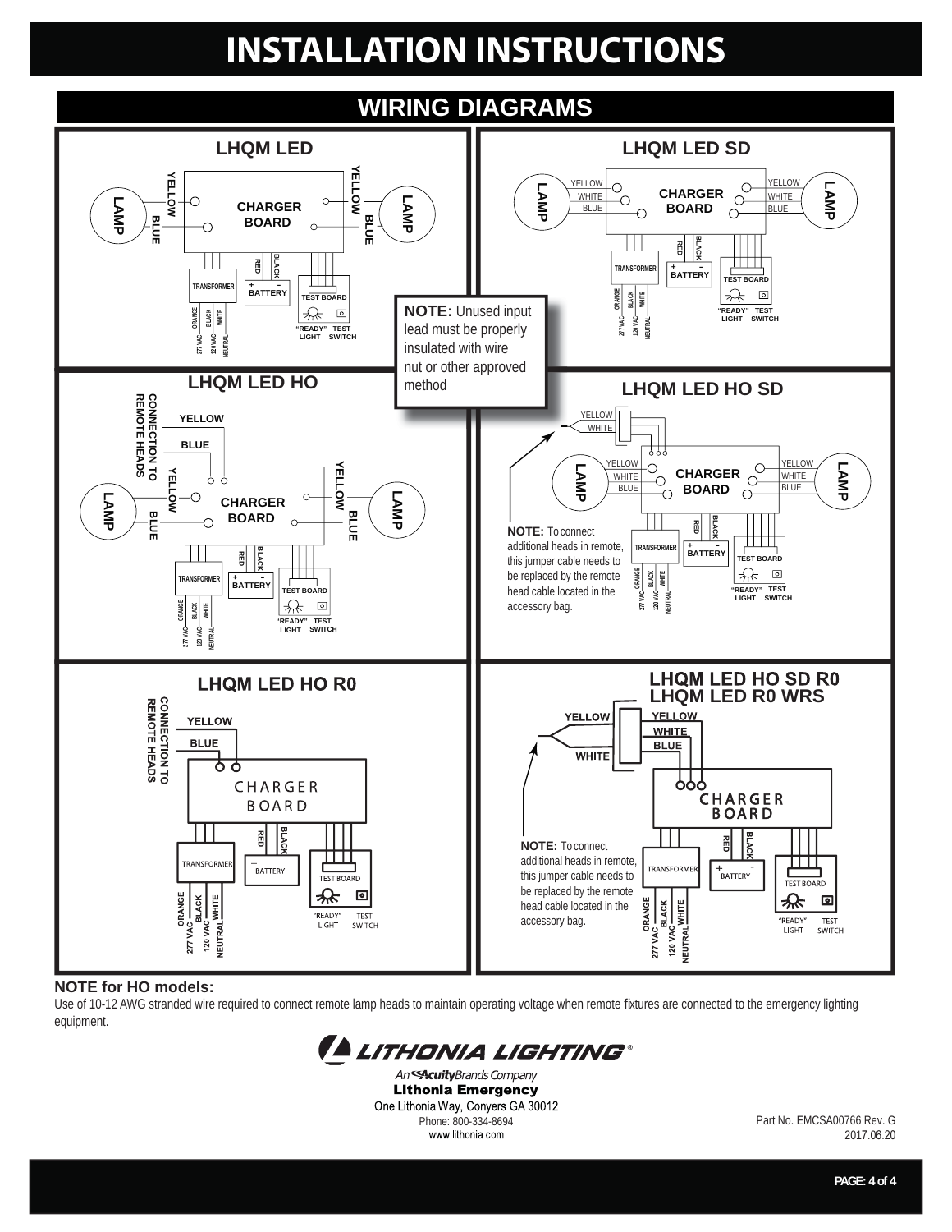# INSTALLATION INSTRUCTIONS

## WIRING DIAGRAMS

### LHQM LED

LAMP
YELLOW
BLUE
CHARGER BOARD
YELLOW
BLUE
LAMP
TRANSFORMER
RED
BLACK
+ -
BATTERY
TEST BOARD
ORANGE
BLACK
WHITE
277 VAC
120 VAC
NEUTRAL
"READY" LIGHT
TEST SWITCH

### LHQM LED SD

LAMP
YELLOW
WHITE
BLUE
CHARGER BOARD
YELLOW
WHITE
BLUE
LAMP
TRANSFORMER
RED
BLACK
+ -
BATTERY
TEST BOARD
ORANGE
BLACK
WHITE
277 VAC
120 VAC
NEUTRAL
"READY" LIGHT
TEST SWITCH

**NOTE:** Unused input lead must be properly insulated with wire nut or other approved method

### LHQM LED HO

CONNECTION TO REMOTE HEADS
YELLOW
BLUE
LAMP
YELLOW
BLUE
CHARGER BOARD
YELLOW
BLUE
LAMP
TRANSFORMER
RED
BLACK
+ -
BATTERY
TEST BOARD
ORANGE
BLACK
WHITE
277 VAC
120 VAC
NEUTRAL
"READY" LIGHT
TEST SWITCH

### LHQM LED HO SD

YELLOW
WHITE
LAMP
YELLOW
WHITE
BLUE
CHARGER BOARD
YELLOW
WHITE
BLUE
LAMP
TRANSFORMER
RED
BLACK
+ -
BATTERY
TEST BOARD
ORANGE
BLACK
WHITE
277 VAC
120 VAC
NEUTRAL
"READY" LIGHT
TEST SWITCH

**NOTE:** To connect additional heads in remote, this jumper cable needs to be replaced by the remote head cable located in the accessory bag.

### LHQM LED HO R0

CONNECTION TO REMOTE HEADS
YELLOW
BLUE
CHARGER BOARD
TRANSFORMER
RED
BLACK
+ -
BATTERY
TEST BOARD
ORANGE
BLACK
WHITE
277 VAC
120 VAC
NEUTRAL
"READY" LIGHT
TEST SWITCH

### LHQM LED HO SD R0
### LHQM LED R0 WRS

YELLOW
WHITE
YELLOW
WHITE
BLUE
CHARGER BOARD
TRANSFORMER
RED
BLACK
+ -
BATTERY
TEST BOARD
ORANGE
BLACK
WHITE
277 VAC
120 VAC
NEUTRAL
"READY" LIGHT
TEST SWITCH

**NOTE:** To connect additional heads in remote, this jumper cable needs to be replaced by the remote head cable located in the accessory bag.

**NOTE for HO models:**

Use of 10-12 AWG stranded wire required to connect remote lamp heads to maintain operating voltage when remote fixtures are connected to the emergency lighting equipment.

LITHONIA LIGHTING®
An AcuityBrands Company
**Lithonia Emergency**
One Lithonia Way, Conyers GA 30012
Phone: 800-334-8694
www.lithonia.com

Part No. EMCSA00766 Rev. G
2017.06.20